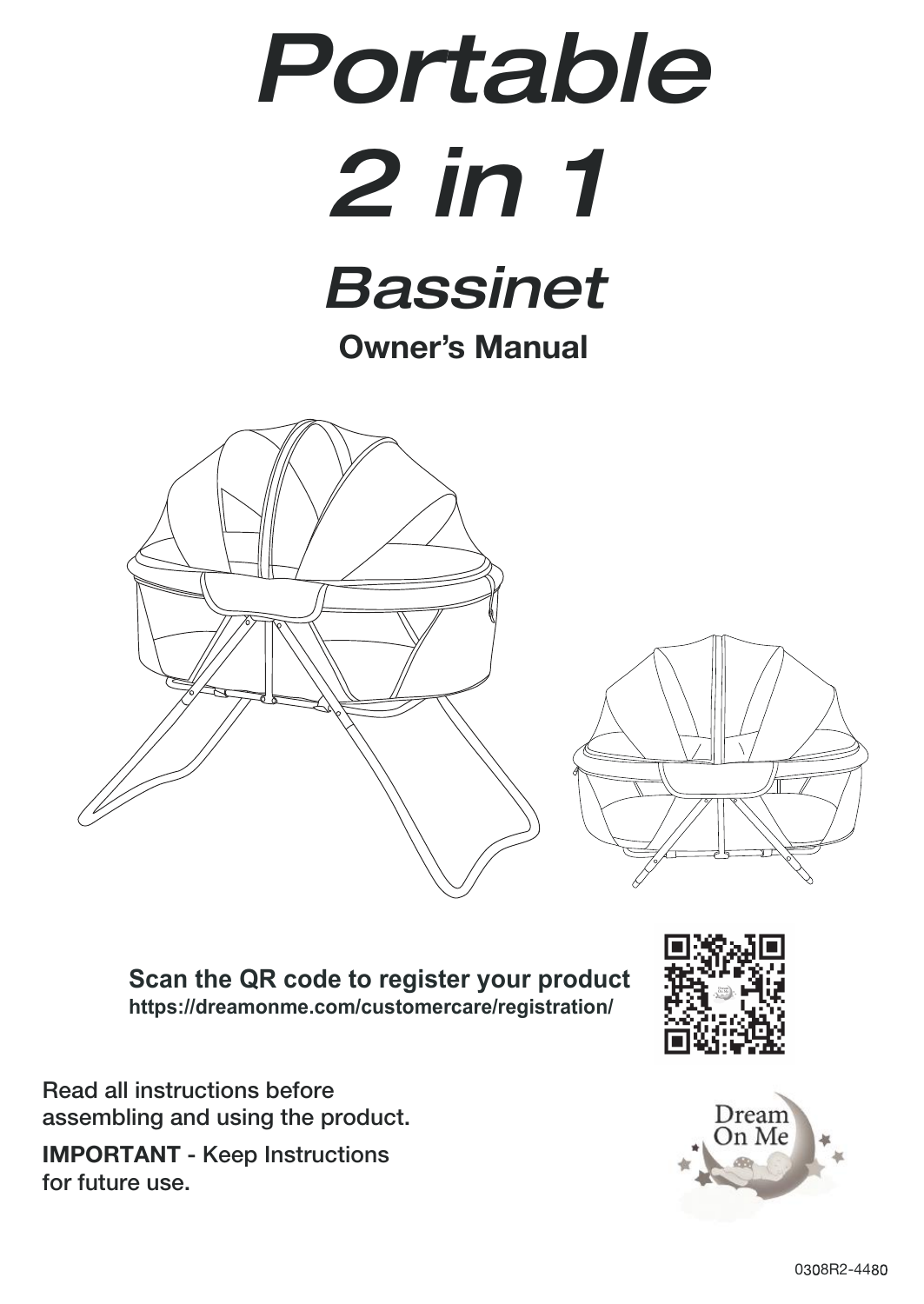# Portable

# 2 in 1

# Bassinet

## Owner's Manual

**Scan the QR code to register your product**
**https://dreamonme.com/customercare/registration/**

Read all instructions before assembling and using the product.

**IMPORTANT** - Keep Instructions for future use.

Dream On Me

0308R2-4480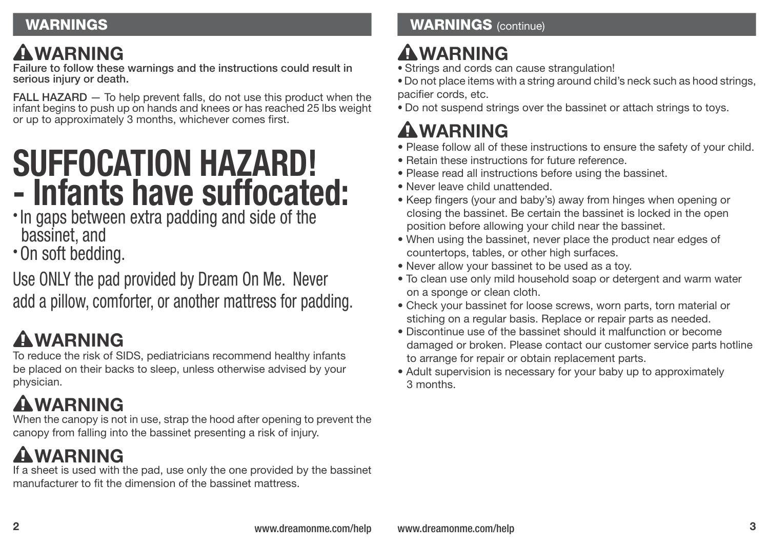## WARNINGS

### ⚠ WARNING

**Failure to follow these warnings and the instructions could result in serious injury or death.**

**FALL HAZARD** — To help prevent falls, do not use this product when the infant begins to push up on hands and knees or has reached 25 lbs weight or up to approximately 3 months, whichever comes first.

# SUFFOCATION HAZARD! - Infants have suffocated:

- In gaps between extra padding and side of the bassinet, and
- On soft bedding.

Use ONLY the pad provided by Dream On Me. Never add a pillow, comforter, or another mattress for padding.

### ⚠ WARNING

To reduce the risk of SIDS, pediatricians recommend healthy infants be placed on their backs to sleep, unless otherwise advised by your physician.

### ⚠ WARNING

When the canopy is not in use, strap the hood after opening to prevent the canopy from falling into the bassinet presenting a risk of injury.

### ⚠ WARNING

If a sheet is used with the pad, use only the one provided by the bassinet manufacturer to fit the dimension of the bassinet mattress.

## WARNINGS (continue)

### ⚠ WARNING

- Strings and cords can cause strangulation!
- Do not place items with a string around child's neck such as hood strings, pacifier cords, etc.
- Do not suspend strings over the bassinet or attach strings to toys.

### ⚠ WARNING

- Please follow all of these instructions to ensure the safety of your child.
- Retain these instructions for future reference.
- Please read all instructions before using the bassinet.
- Never leave child unattended.
- Keep fingers (your and baby's) away from hinges when opening or closing the bassinet. Be certain the bassinet is locked in the open position before allowing your child near the bassinet.
- When using the bassinet, never place the product near edges of countertops, tables, or other high surfaces.
- Never allow your bassinet to be used as a toy.
- To clean use only mild household soap or detergent and warm water on a sponge or clean cloth.
- Check your bassinet for loose screws, worn parts, torn material or stiching on a regular basis. Replace or repair parts as needed.
- Discontinue use of the bassinet should it malfunction or become damaged or broken. Please contact our customer service parts hotline to arrange for repair or obtain replacement parts.
- Adult supervision is necessary for your baby up to approximately 3 months.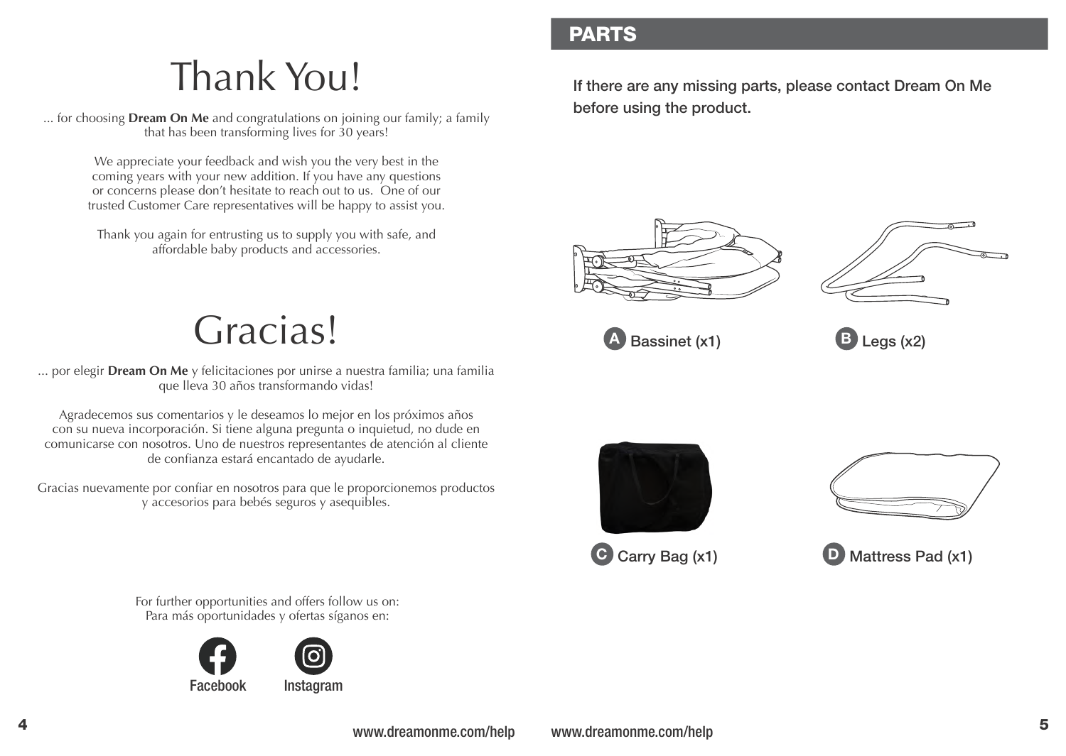# Thank You!

... for choosing **Dream On Me** and congratulations on joining our family; a family that has been transforming lives for 30 years!

We appreciate your feedback and wish you the very best in the coming years with your new addition. If you have any questions or concerns please don't hesitate to reach out to us. One of our trusted Customer Care representatives will be happy to assist you.

Thank you again for entrusting us to supply you with safe, and affordable baby products and accessories.

# Gracias!

... por elegir **Dream On Me** y felicitaciones por unirse a nuestra familia; una familia que lleva 30 años transformando vidas!

Agradecemos sus comentarios y le deseamos lo mejor en los próximos años con su nueva incorporación. Si tiene alguna pregunta o inquietud, no dude en comunicarse con nosotros. Uno de nuestros representantes de atención al cliente de confianza estará encantado de ayudarle.

Gracias nuevamente por confiar en nosotros para que le proporcionemos productos y accesorios para bebés seguros y asequibles.

For further opportunities and offers follow us on:
Para más oportunidades y ofertas síganos en:

Facebook Instagram

www.dreamonme.com/help

## PARTS

**If there are any missing parts, please contact Dream On Me before using the product.**

**A** Bassinet (x1)

**B** Legs (x2)

**C** Carry Bag (x1)

**D** Mattress Pad (x1)

www.dreamonme.com/help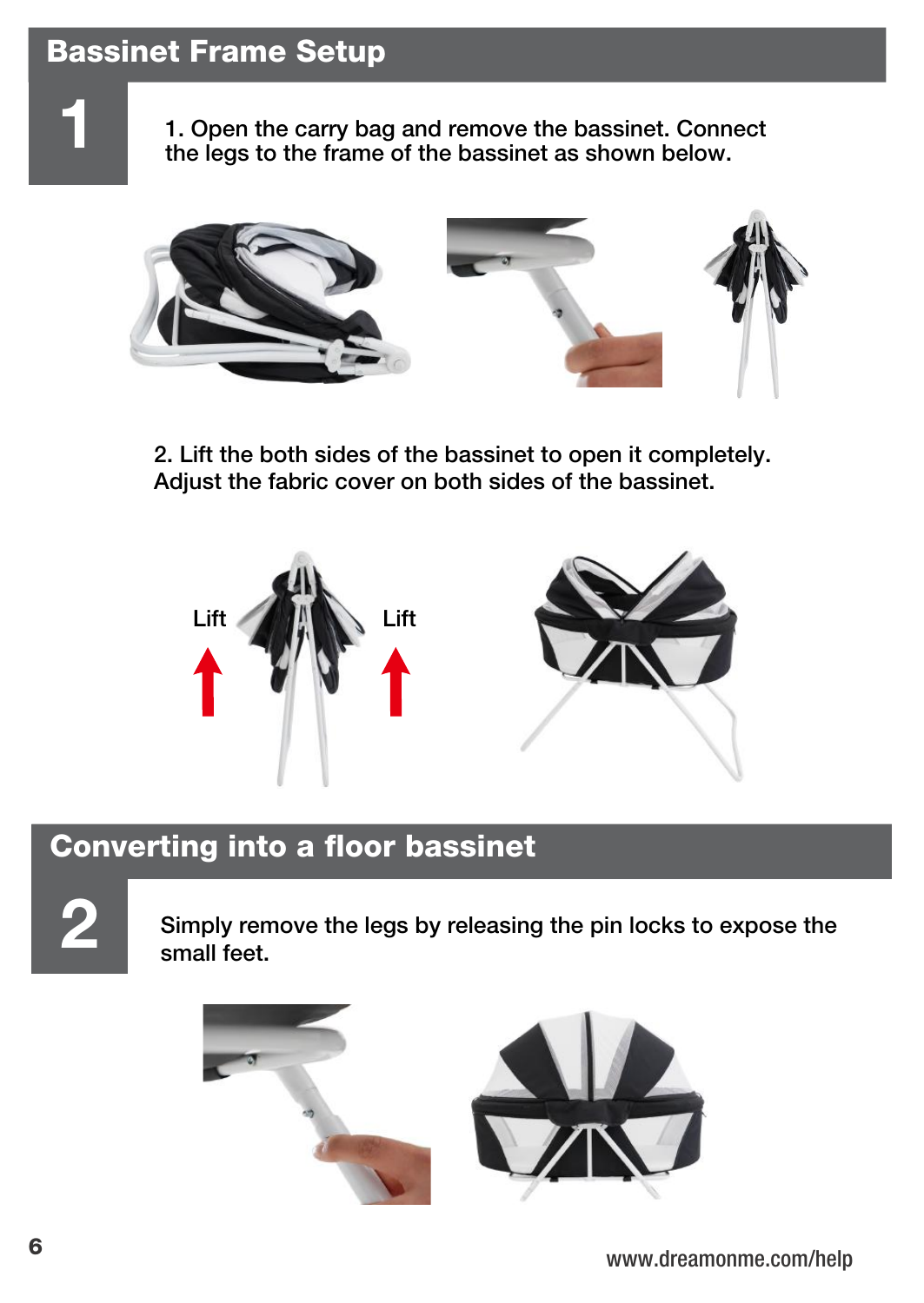## Bassinet Frame Setup

**1**

1. Open the carry bag and remove the bassinet. Connect the legs to the frame of the bassinet as shown below.

2. Lift the both sides of the bassinet to open it completely. Adjust the fabric cover on both sides of the bassinet.

Lift

Lift

## Converting into a floor bassinet

**2**

Simply remove the legs by releasing the pin locks to expose the small feet.

www.dreamonme.com/help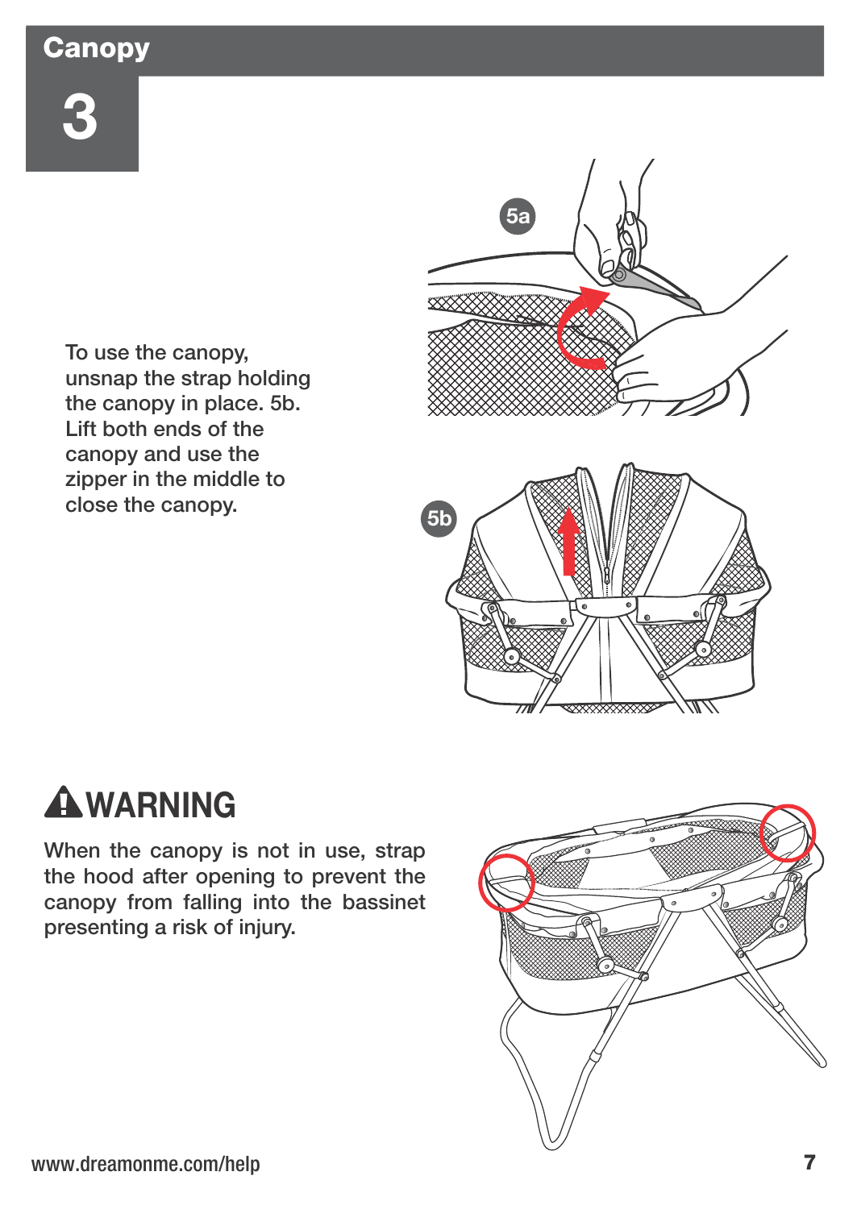## Canopy

# 3

To use the canopy, unsnap the strap holding the canopy in place. 5b. Lift both ends of the canopy and use the zipper in the middle to close the canopy.

5a

5b

## ⚠WARNING

When the canopy is not in use, strap the hood after opening to prevent the canopy from falling into the bassinet presenting a risk of injury.

www.dreamonme.com/help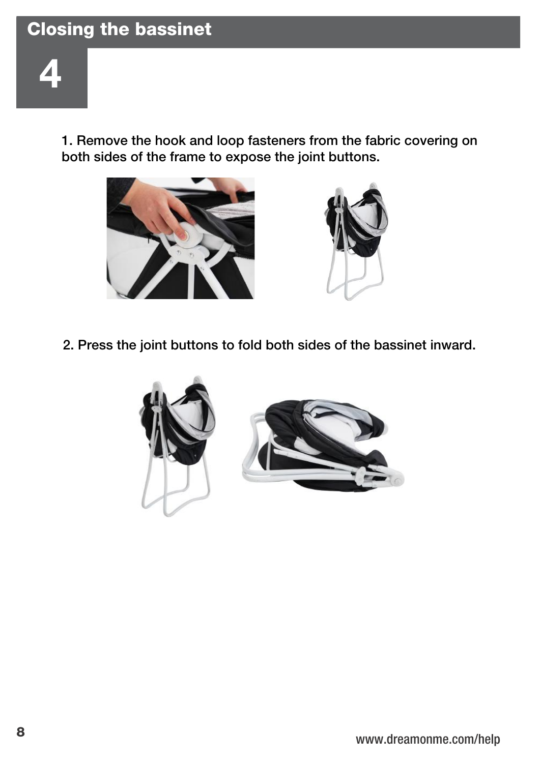# Closing the bassinet

## 4

1. Remove the hook and loop fasteners from the fabric covering on both sides of the frame to expose the joint buttons.

2. Press the joint buttons to fold both sides of the bassinet inward.

www.dreamonme.com/help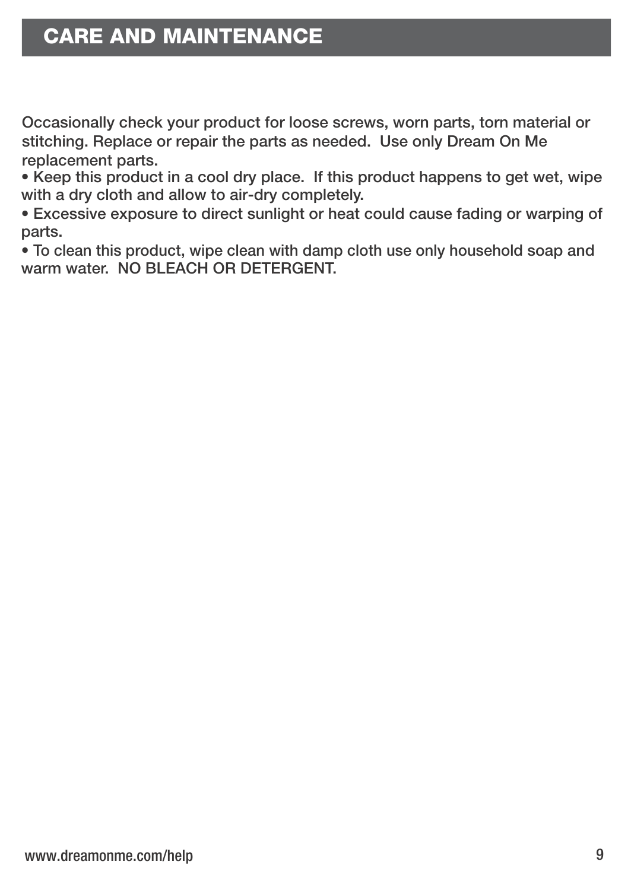## CARE AND MAINTENANCE

Occasionally check your product for loose screws, worn parts, torn material or stitching. Replace or repair the parts as needed. Use only Dream On Me replacement parts.

- Keep this product in a cool dry place. If this product happens to get wet, wipe with a dry cloth and allow to air-dry completely.
- Excessive exposure to direct sunlight or heat could cause fading or warping of parts.
- To clean this product, wipe clean with damp cloth use only household soap and warm water. NO BLEACH OR DETERGENT.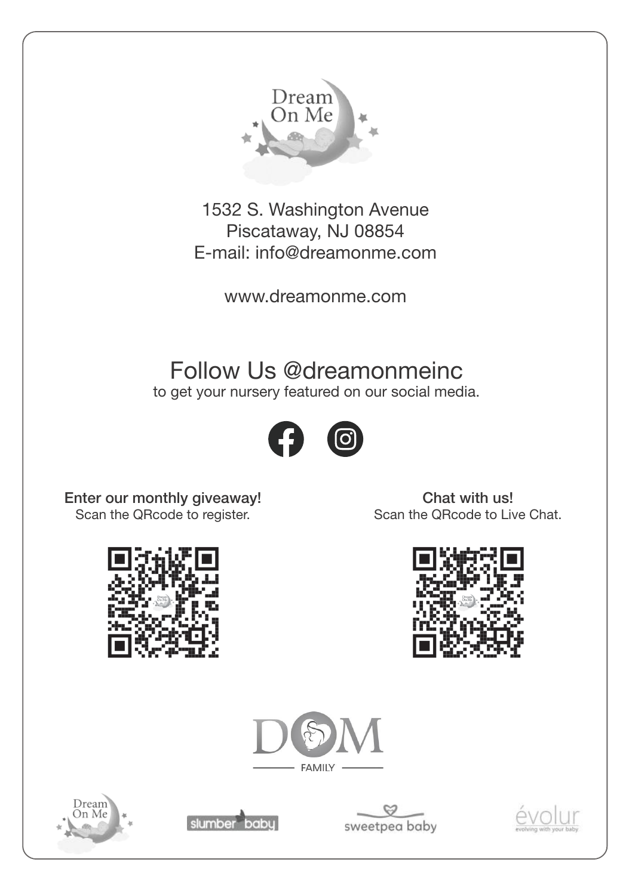Dream On Me

1532 S. Washington Avenue
Piscataway, NJ 08854
E-mail: info@dreamonme.com

www.dreamonme.com

## Follow Us @dreamonmeinc

to get your nursery featured on our social media.

**Enter our monthly giveaway!**
Scan the QRcode to register.

**Chat with us!**
Scan the QRcode to Live Chat.

DOM FAMILY

Dream On Me

slumber baby

sweetpea baby

évolur
evolving with your baby